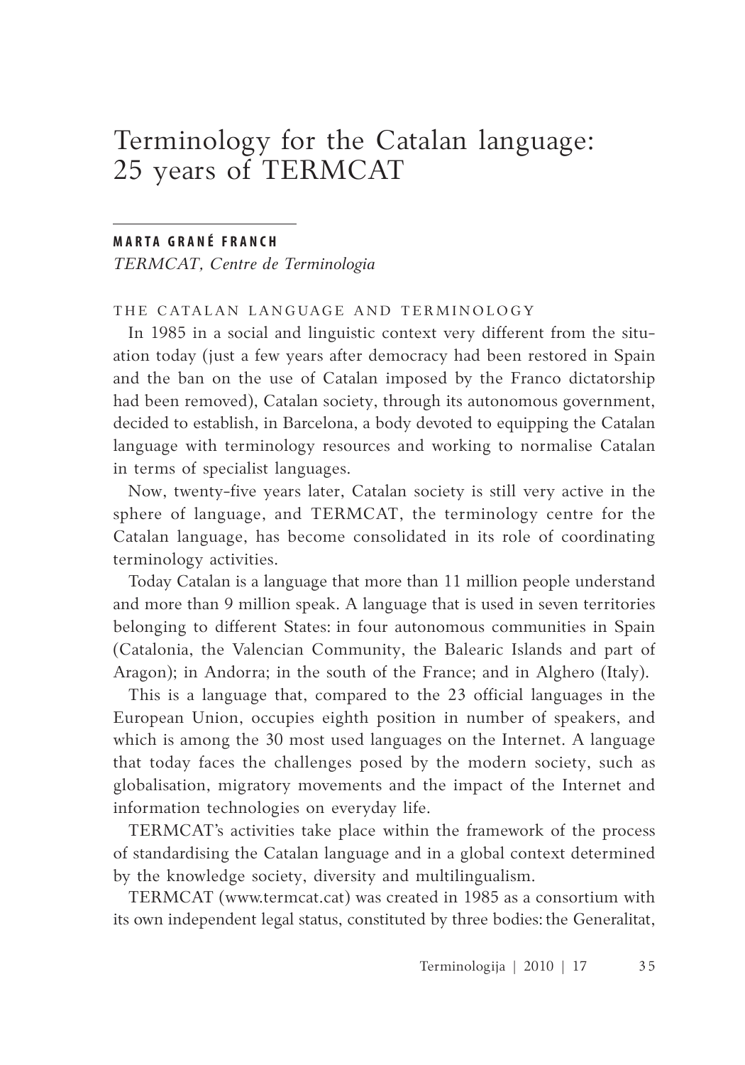# Terminology for the Catalan language: 25 years of TERMCAT

**MARTA GRANÉ FRANCH**

*TERMCAT, Centre de Terminologia*

## THE CATALAN LANGUAGE AND TERMINOLOGY

In 1985 in a social and linguistic context very different from the situation today (just a few years after democracy had been restored in Spain and the ban on the use of Catalan imposed by the Franco dictatorship had been removed), Catalan society, through its autonomous government, decided to establish, in Barcelona, a body devoted to equipping the Catalan language with terminology resources and working to normalise Catalan in terms of specialist languages.

Now, twenty-five years later, Catalan society is still very active in the sphere of language, and TERMCAT, the terminology centre for the Catalan language, has become consolidated in its role of coordinating terminology activities.

Today Catalan is a language that more than 11 million people understand and more than 9 million speak. A language that is used in seven territories belonging to different States: in four autonomous communities in Spain (Catalonia, the Valencian Community, the Balearic Islands and part of Aragon); in Andorra; in the south of the France; and in Alghero (Italy).

This is a language that, compared to the 23 official languages in the European Union, occupies eighth position in number of speakers, and which is among the 30 most used languages on the Internet. A language that today faces the challenges posed by the modern society, such as globalisation, migratory movements and the impact of the Internet and information technologies on everyday life.

TERMCAT's activities take place within the framework of the process of standardising the Catalan language and in a global context determined by the knowledge society, diversity and multilingualism.

TERMCAT (www.termcat.cat) was created in 1985 as a consortium with its own independent legal status, constituted by three bodies: the Generalitat,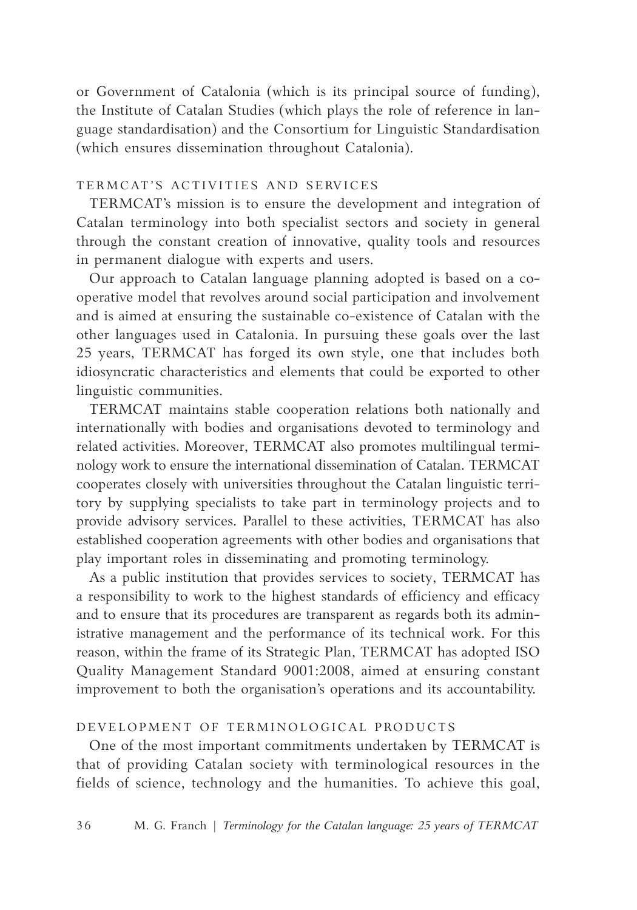or Government of Catalonia (which is its principal source of funding), the Institute of Catalan Studies (which plays the role of reference in language standardisation) and the Consortium for Linguistic Standardisation (which ensures dissemination throughout Catalonia).

## TERMCAT'S ACTIVITIES AND SERVICES

TERMCAT's mission is to ensure the development and integration of Catalan terminology into both specialist sectors and society in general through the constant creation of innovative, quality tools and resources in permanent dialogue with experts and users.

Our approach to Catalan language planning adopted is based on a cooperative model that revolves around social participation and involvement and is aimed at ensuring the sustainable co-existence of Catalan with the other languages used in Catalonia. In pursuing these goals over the last 25 years, TERMCAT has forged its own style, one that includes both idiosyncratic characteristics and elements that could be exported to other linguistic communities.

TERMCAT maintains stable cooperation relations both nationally and internationally with bodies and organisations devoted to terminology and related activities. Moreover, TERMCAT also promotes multilingual terminology work to ensure the international dissemination of Catalan. TERMCAT cooperates closely with universities throughout the Catalan linguistic territory by supplying specialists to take part in terminology projects and to provide advisory services. Parallel to these activities, TERMCAT has also established cooperation agreements with other bodies and organisations that play important roles in disseminating and promoting terminology.

As a public institution that provides services to society, TERMCAT has a responsibility to work to the highest standards of efficiency and efficacy and to ensure that its procedures are transparent as regards both its administrative management and the performance of its technical work. For this reason, within the frame of its Strategic Plan, TERMCAT has adopted ISO Quality Management Standard 9001:2008, aimed at ensuring constant improvement to both the organisation's operations and its accountability.

## DEVELOPMENT OF TERMINOLOGICAL PRODUCTS

One of the most important commitments undertaken by TERMCAT is that of providing Catalan society with terminological resources in the fields of science, technology and the humanities. To achieve this goal,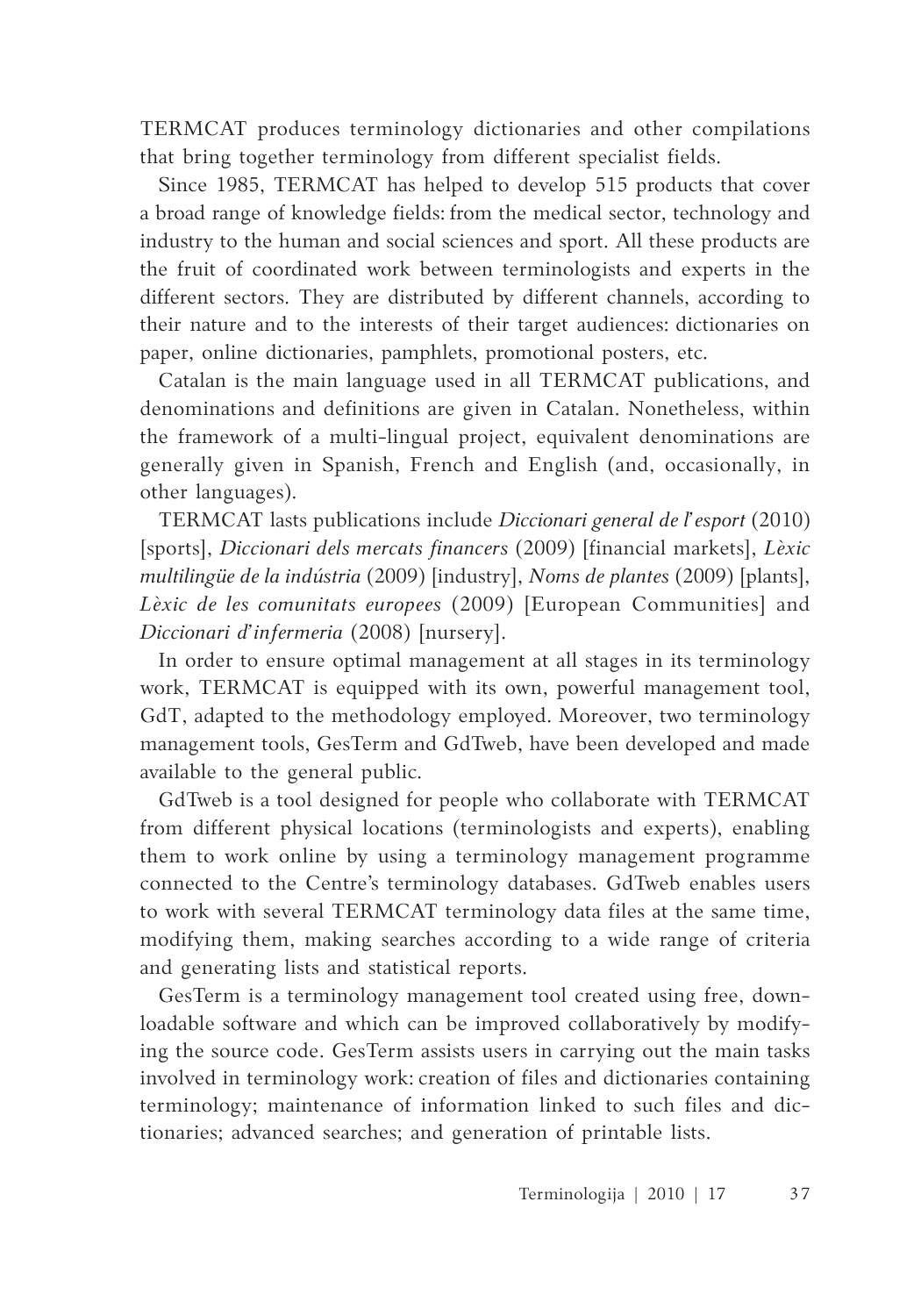TERMCAT produces terminology dictionaries and other compilations that bring together terminology from different specialist fields.

Since 1985, TERMCAT has helped to develop 515 products that cover a broad range of knowledge fields: from the medical sector, technology and industry to the human and social sciences and sport. All these products are the fruit of coordinated work between terminologists and experts in the different sectors. They are distributed by different channels, according to their nature and to the interests of their target audiences: dictionaries on paper, online dictionaries, pamphlets, promotional posters, etc.

Catalan is the main language used in all TERMCAT publications, and denominations and definitions are given in Catalan. Nonetheless, within the framework of a multi-lingual project, equivalent denominations are generally given in Spanish, French and English (and, occasionally, in other languages).

TERMCAT lasts publications include *Diccionari general de l'esport* (2010) [sports], *Diccionari dels mercats financers* (2009) [financial markets], *Lèxic multilingüe de la indústria* (2009) [industry], *Noms de plantes* (2009) [plants], *Lèxic de les comunitats europees* (2009) [European Communities] and *Diccionari d'infermeria* (2008) [nursery].

In order to ensure optimal management at all stages in its terminology work, TERMCAT is equipped with its own, powerful management tool, GdT, adapted to the methodology employed. Moreover, two terminology management tools, GesTerm and GdTweb, have been developed and made available to the general public.

GdTweb is a tool designed for people who collaborate with TERMCAT from different physical locations (terminologists and experts), enabling them to work online by using a terminology management programme connected to the Centre's terminology databases. GdTweb enables users to work with several TERMCAT terminology data files at the same time, modifying them, making searches according to a wide range of criteria and generating lists and statistical reports.

GesTerm is a terminology management tool created using free, downloadable software and which can be improved collaboratively by modifying the source code. GesTerm assists users in carrying out the main tasks involved in terminology work: creation of files and dictionaries containing terminology; maintenance of information linked to such files and dictionaries; advanced searches; and generation of printable lists.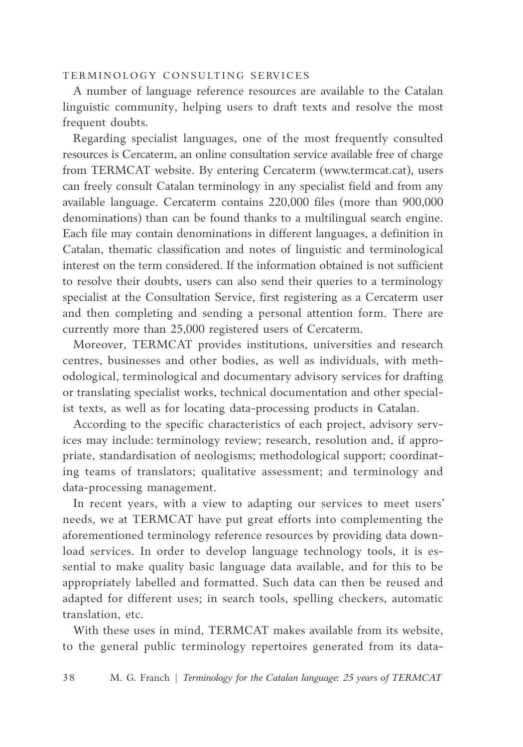### TERMINOLOGY CONSULTING SERVICES

A number of language reference resources are available to the Catalan linguistic community, helping users to draft texts and resolve the most frequent doubts.

Regarding specialist languages, one of the most frequently consulted resources is Cercaterm, an online consultation service available free of charge from TERMCAT website. By entering Cercaterm (www.termcat.cat), users can freely consult Catalan terminology in any specialist field and from any available language. Cercaterm contains 220,000 files (more than 900,000 denominations) than can be found thanks to a multilingual search engine. Each file may contain denominations in different languages, a definition in Catalan, thematic classification and notes of linguistic and terminological interest on the term considered. If the information obtained is not sufficient to resolve their doubts, users can also send their queries to a terminology specialist at the Consultation Service, first registering as a Cercaterm user and then completing and sending a personal attention form. There are currently more than 25,000 registered users of Cercaterm.

Moreover, TERMCAT provides institutions, universities and research centres, businesses and other bodies, as well as individuals, with methodological, terminological and documentary advisory services for drafting or translating specialist works, technical documentation and other specialist texts, as well as for locating data-processing products in Catalan.

According to the specific characteristics of each project, advisory services may include: terminology review; research, resolution and, if appropriate, standardisation of neologisms; methodological support; coordinating teams of translators; qualitative assessment; and terminology and data-processing management.

In recent years, with a view to adapting our services to meet users' needs, we at TERMCAT have put great efforts into complementing the aforementioned terminology reference resources by providing data download services. In order to develop language technology tools, it is essential to make quality basic language data available, and for this to be appropriately labelled and formatted. Such data can then be reused and adapted for different uses; in search tools, spelling checkers, automatic translation, etc.

With these uses in mind, TERMCAT makes available from its website, to the general public terminology repertoires generated from its data-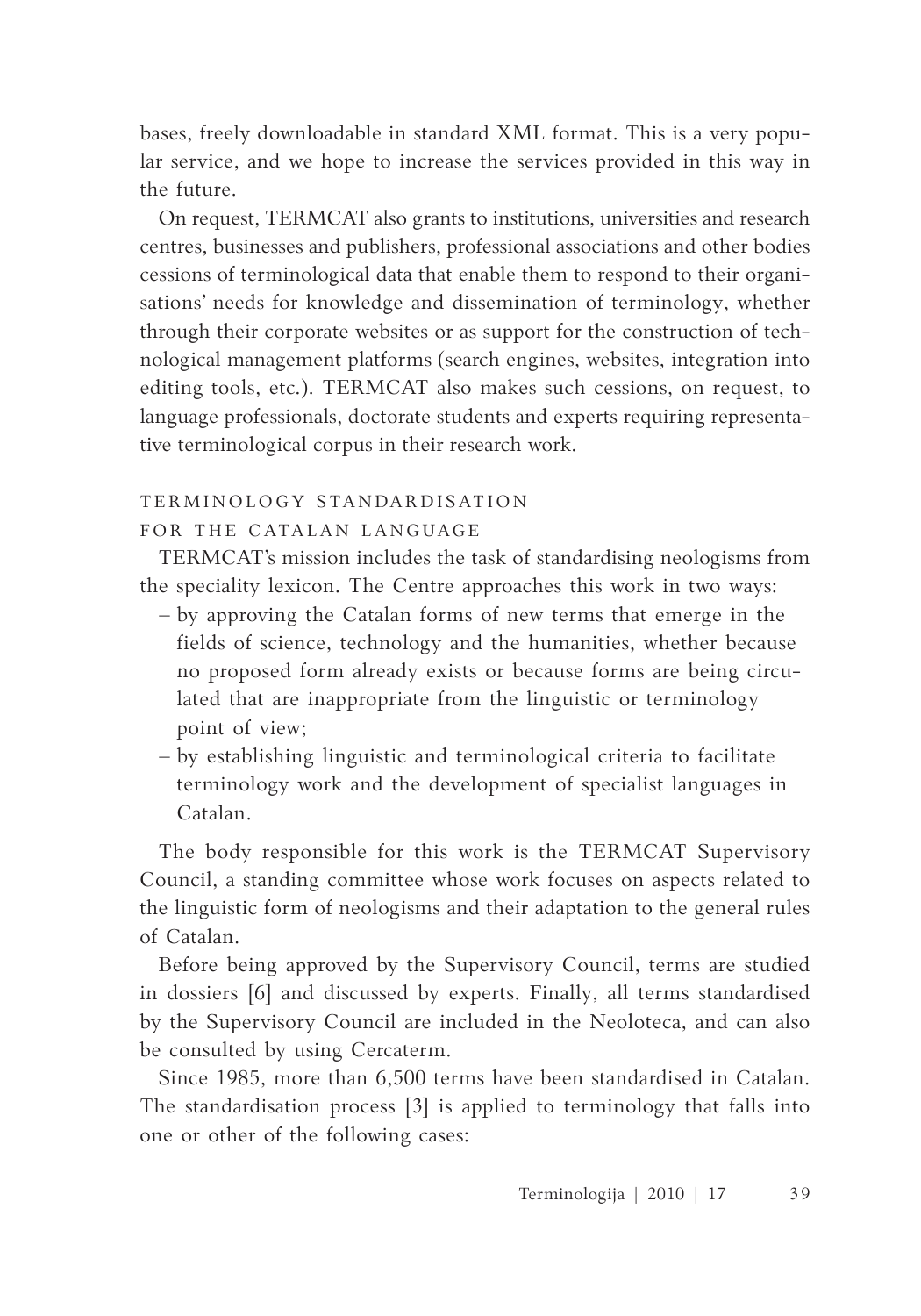bases, freely downloadable in standard XML format. This is a very popular service, and we hope to increase the services provided in this way in the future.

On request, TERMCAT also grants to institutions, universities and research centres, businesses and publishers, professional associations and other bodies cessions of terminological data that enable them to respond to their organisations' needs for knowledge and dissemination of terminology, whether through their corporate websites or as support for the construction of technological management platforms (search engines, websites, integration into editing tools, etc.). TERMCAT also makes such cessions, on request, to language professionals, doctorate students and experts requiring representative terminological corpus in their research work.

## TERMINOLOGY STANDARDISATION FOR THE CATALAN LANGUAGE

TERMCAT's mission includes the task of standardising neologisms from the speciality lexicon. The Centre approaches this work in two ways:

– by approving the Catalan forms of new terms that emerge in the fields of science, technology and the humanities, whether because no proposed form already exists or because forms are being circulated that are inappropriate from the linguistic or terminology point of view;
– by establishing linguistic and terminological criteria to facilitate terminology work and the development of specialist languages in Catalan.

The body responsible for this work is the TERMCAT Supervisory Council, a standing committee whose work focuses on aspects related to the linguistic form of neologisms and their adaptation to the general rules of Catalan.

Before being approved by the Supervisory Council, terms are studied in dossiers [6] and discussed by experts. Finally, all terms standardised by the Supervisory Council are included in the Neoloteca, and can also be consulted by using Cercaterm.

Since 1985, more than 6,500 terms have been standardised in Catalan. The standardisation process [3] is applied to terminology that falls into one or other of the following cases: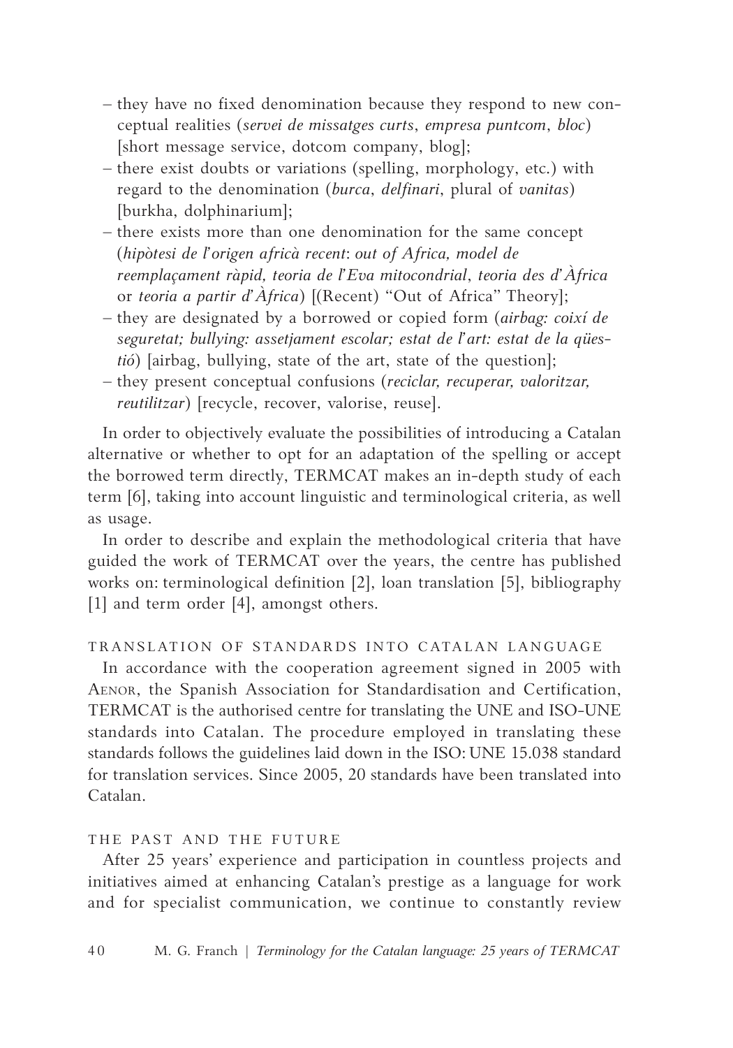– they have no fixed denomination because they respond to new conceptual realities (*servei de missatges curts*, *empresa puntcom*, *bloc*) [short message service, dotcom company, blog];
– there exist doubts or variations (spelling, morphology, etc.) with regard to the denomination (*burca*, *delfinari*, plural of *vanitas*) [burkha, dolphinarium];
– there exists more than one denomination for the same concept (*hipòtesi de l'origen africà recent*: *out of Africa, model de reemplaçament ràpid, teoria de l'Eva mitocondrial*, *teoria des d'Àfrica* or *teoria a partir d'Àfrica*) [(Recent) "Out of Africa" Theory];
– they are designated by a borrowed or copied form (*airbag: coixí de seguretat; bullying: assetjament escolar; estat de l'art: estat de la qüestió*) [airbag, bullying, state of the art, state of the question];
– they present conceptual confusions (*reciclar, recuperar, valoritzar, reutilitzar*) [recycle, recover, valorise, reuse].

In order to objectively evaluate the possibilities of introducing a Catalan alternative or whether to opt for an adaptation of the spelling or accept the borrowed term directly, TERMCAT makes an in-depth study of each term [6], taking into account linguistic and terminological criteria, as well as usage.

In order to describe and explain the methodological criteria that have guided the work of TERMCAT over the years, the centre has published works on: terminological definition [2], loan translation [5], bibliography [1] and term order [4], amongst others.

## TRANSLATION OF STANDARDS INTO CATALAN LANGUAGE

In accordance with the cooperation agreement signed in 2005 with AENOR, the Spanish Association for Standardisation and Certification, TERMCAT is the authorised centre for translating the UNE and ISO-UNE standards into Catalan. The procedure employed in translating these standards follows the guidelines laid down in the ISO: UNE 15.038 standard for translation services. Since 2005, 20 standards have been translated into Catalan.

## THE PAST AND THE FUTURE

After 25 years' experience and participation in countless projects and initiatives aimed at enhancing Catalan's prestige as a language for work and for specialist communication, we continue to constantly review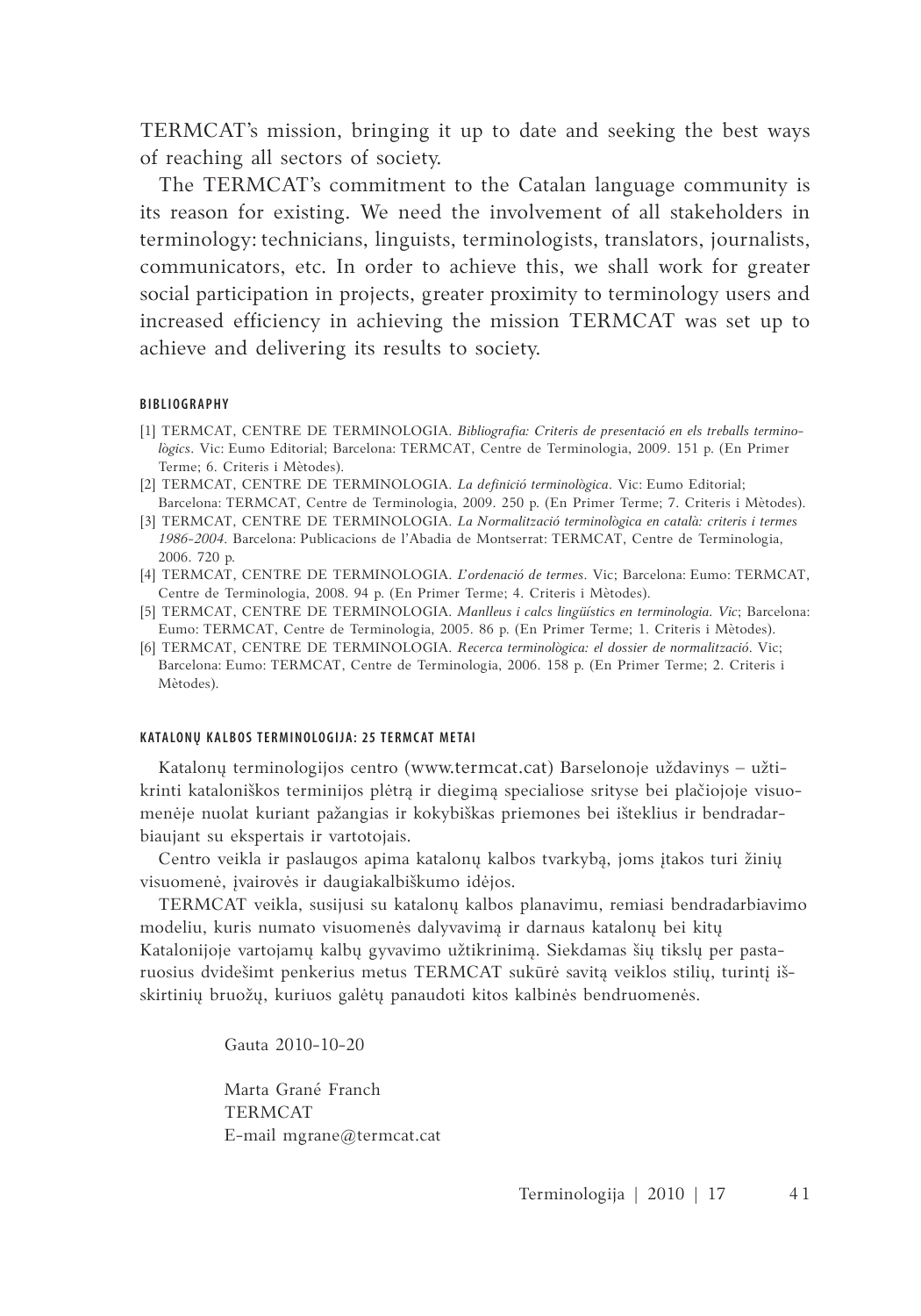TERMCAT's mission, bringing it up to date and seeking the best ways of reaching all sectors of society.

The TERMCAT's commitment to the Catalan language community is its reason for existing. We need the involvement of all stakeholders in terminology: technicians, linguists, terminologists, translators, journalists, communicators, etc. In order to achieve this, we shall work for greater social participation in projects, greater proximity to terminology users and increased efficiency in achieving the mission TERMCAT was set up to achieve and delivering its results to society.

#### BIBLIOGRAPHY

[1] TERMCAT, CENTRE DE TERMINOLOGIA. *Bibliografia: Criteris de presentació en els treballs terminològics*. Vic: Eumo Editorial; Barcelona: TERMCAT, Centre de Terminologia, 2009. 151 p. (En Primer Terme; 6. Criteris i Mètodes).

[2] TERMCAT, CENTRE DE TERMINOLOGIA. *La definició terminològica*. Vic: Eumo Editorial; Barcelona: TERMCAT, Centre de Terminologia, 2009. 250 p. (En Primer Terme; 7. Criteris i Mètodes).

[3] TERMCAT, CENTRE DE TERMINOLOGIA. *La Normalització terminològica en català: criteris i termes 1986-2004*. Barcelona: Publicacions de l'Abadia de Montserrat: TERMCAT, Centre de Terminologia, 2006. 720 p.

[4] TERMCAT, CENTRE DE TERMINOLOGIA. *L'ordenació de termes*. Vic; Barcelona: Eumo: TERMCAT, Centre de Terminologia, 2008. 94 p. (En Primer Terme; 4. Criteris i Mètodes).

[5] TERMCAT, CENTRE DE TERMINOLOGIA. *Manlleus i calcs lingüístics en terminologia*. *Vic*; Barcelona: Eumo: TERMCAT, Centre de Terminologia, 2005. 86 p. (En Primer Terme; 1. Criteris i Mètodes).

[6] TERMCAT, CENTRE DE TERMINOLOGIA. *Recerca terminològica: el dossier de normalització*. Vic; Barcelona: Eumo: TERMCAT, Centre de Terminologia, 2006. 158 p. (En Primer Terme; 2. Criteris i Mètodes).

#### KATALONŲ KALBOS TERMINOLOGIJA: 25 TERMCAT METAI

Katalonų terminologijos centro (www.termcat.cat) Barselonoje uždavinys – užtikrinti katalonų terminijos plėtrą ir diegimą specialiose srityse bei plačiojoje visuomenėje nuolat kuriant pažangias ir kokybiškas priemones bei išteklius ir bendradarbiaujant su ekspertais ir vartotojais.

Centro veikla ir paslaugos apima katalonų kalbos tvarkybą, joms įtakos turi žinių visuomenė, įvairovės ir daugiakalbiškumo idėjos.

TERMCAT veikla, susijusi su katalonų kalbos planavimu, remiasi bendradarbiavimo modeliu, kuris numato visuomenės dalyvavimą ir darnaus katalonų bei kitų Katalonijoje vartojamų kalbų gyvavimo užtikrinimą. Siekdamas šių tikslų per pastaruosius dvidešimt penkerius metus TERMCAT sukūrė savitą veiklos stilių, turintį išskirtinių bruožų, kuriuos galėtų panaudoti kitos kalbinės bendruomenės.

Gauta 2010-10-20

Marta Grané Franch
TERMCAT
E-mail mgrane@termcat.cat